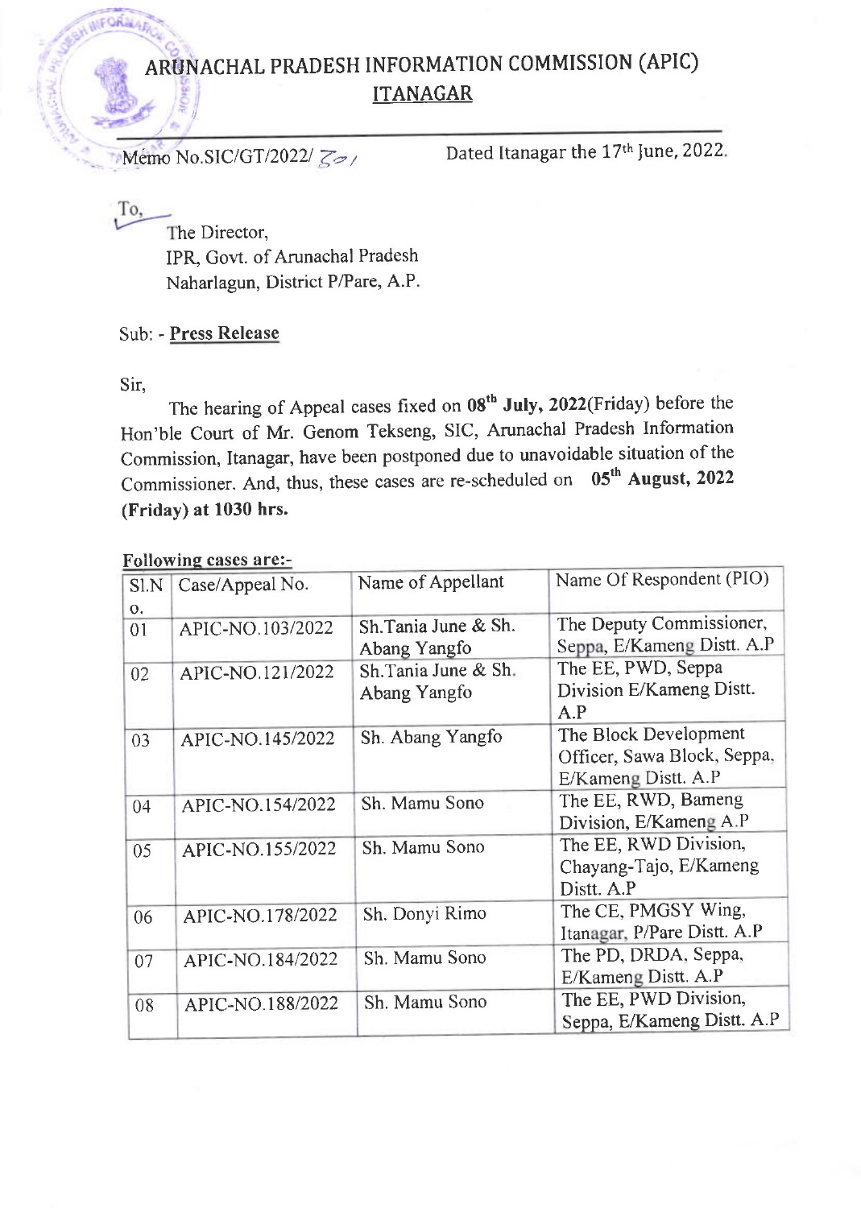# ARUNACHAL PRADESH INFORMATION COMMISSION (APIC)

## ITANAGAR

Memo No.SIC/GT/2022/ 201 Dated Itanagar the 17th June, 2022.

To,

The Director,
IPR, Govt. of Arunachal Pradesh
Naharlagun, District P/Pare, A.P.

Sub: - **Press Release**

Sir,

The hearing of Appeal cases fixed on **08th July, 2022**(Friday) before the Hon'ble Court of Mr. Genom Tekseng, SIC, Arunachal Pradesh Information Commission, Itanagar, have been postponed due to unavoidable situation of the Commissioner. And, thus, these cases are re-scheduled on **05th August, 2022 (Friday) at 1030 hrs.**

**Following cases are:-**

| Sl.No. | Case/Appeal No. | Name of Appellant | Name Of Respondent (PIO) |
|---|---|---|---|
| 01 | APIC-NO.103/2022 | Sh.Tania June & Sh. Abang Yangfo | The Deputy Commissioner, Seppa, E/Kameng Distt. A.P |
| 02 | APIC-NO.121/2022 | Sh.Tania June & Sh. Abang Yangfo | The EE, PWD, Seppa Division E/Kameng Distt. A.P |
| 03 | APIC-NO.145/2022 | Sh. Abang Yangfo | The Block Development Officer, Sawa Block, Seppa, E/Kameng Distt. A.P |
| 04 | APIC-NO.154/2022 | Sh. Mamu Sono | The EE, RWD, Bameng Division, E/Kameng A.P |
| 05 | APIC-NO.155/2022 | Sh. Mamu Sono | The EE, RWD Division, Chayang-Tajo, E/Kameng Distt. A.P |
| 06 | APIC-NO.178/2022 | Sh. Donyi Rimo | The CE, PMGSY Wing, Itanagar, P/Pare Distt. A.P |
| 07 | APIC-NO.184/2022 | Sh. Mamu Sono | The PD, DRDA, Seppa, E/Kameng Distt. A.P |
| 08 | APIC-NO.188/2022 | Sh. Mamu Sono | The EE, PWD Division, Seppa, E/Kameng Distt. A.P |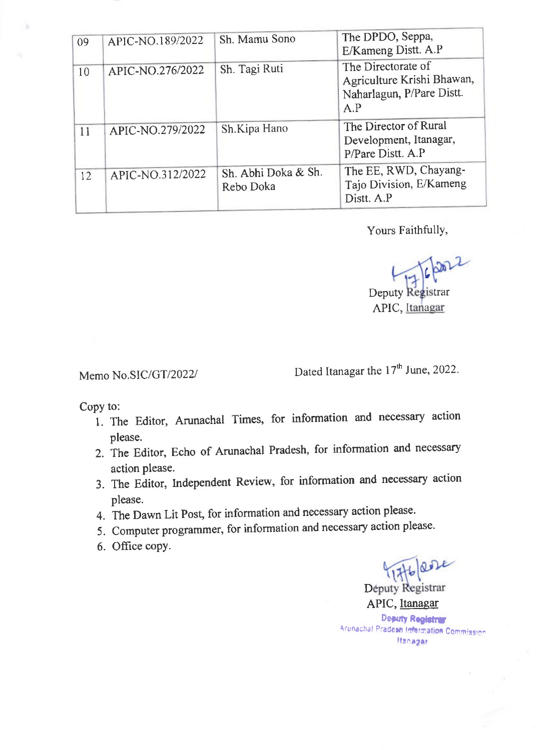| | | | |
|---|---|---|---|
| 09 | APIC-NO.189/2022 | Sh. Mamu Sono | The DPDO, Seppa, E/Kameng Distt. A.P |
| 10 | APIC-NO.276/2022 | Sh. Tagi Ruti | The Directorate of Agriculture Krishi Bhawan, Naharlagun, P/Pare Distt. A.P |
| 11 | APIC-NO.279/2022 | Sh.Kipa Hano | The Director of Rural Development, Itanagar, P/Pare Distt. A.P |
| 12 | APIC-NO.312/2022 | Sh. Abhi Doka & Sh. Rebo Doka | The EE, RWD, Chayang-Tajo Division, E/Kameng Distt. A.P |

Yours Faithfully,

17/6/2022

Deputy Registrar
APIC, Itanagar

Memo No.SIC/GT/2022/ Dated Itanagar the 17th June, 2022.

Copy to:

1. The Editor, Arunachal Times, for information and necessary action please.
2. The Editor, Echo of Arunachal Pradesh, for information and necessary action please.
3. The Editor, Independent Review, for information and necessary action please.
4. The Dawn Lit Post, for information and necessary action please.
5. Computer programmer, for information and necessary action please.
6. Office copy.

17/6/2022

Deputy Registrar
APIC, Itanagar

Deputy Registrar
Arunachal Pradesh Information Commission
Itanagar